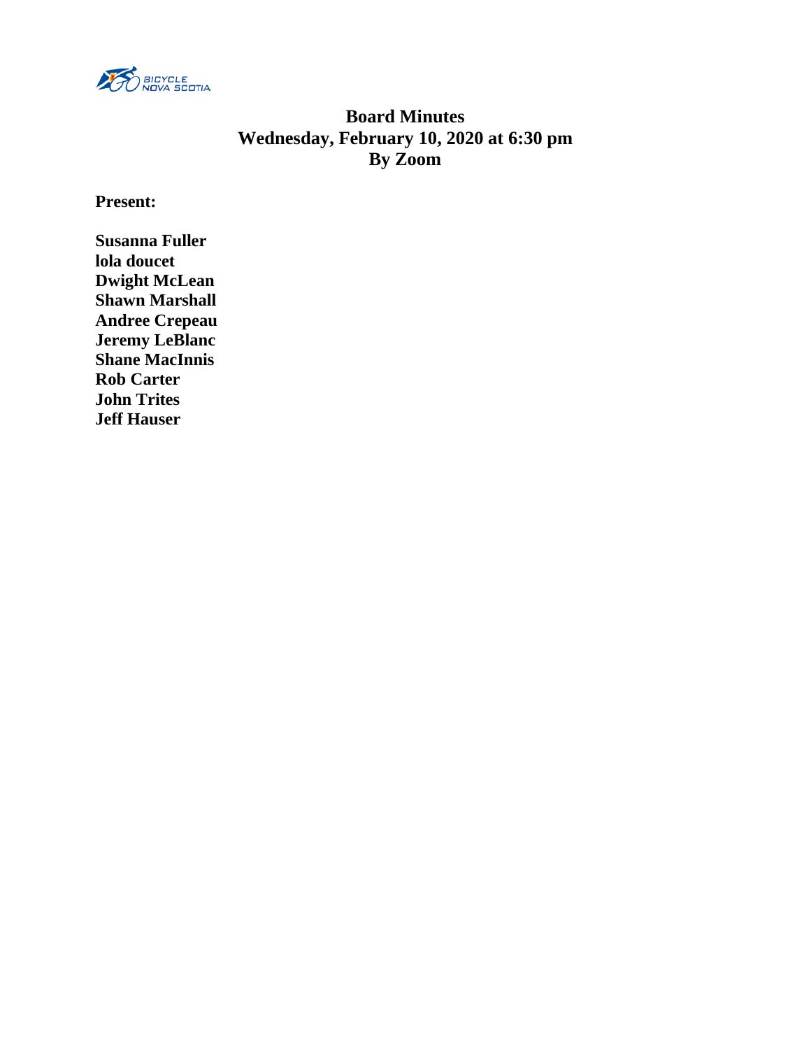# Board Minutes
# Wednesday, February 10, 2020 at 6:30 pm
# By Zoom

**Present:**

**Susanna Fuller**
**lola doucet**
**Dwight McLean**
**Shawn Marshall**
**Andree Crepeau**
**Jeremy LeBlanc**
**Shane MacInnis**
**Rob Carter**
**John Trites**
**Jeff Hauser**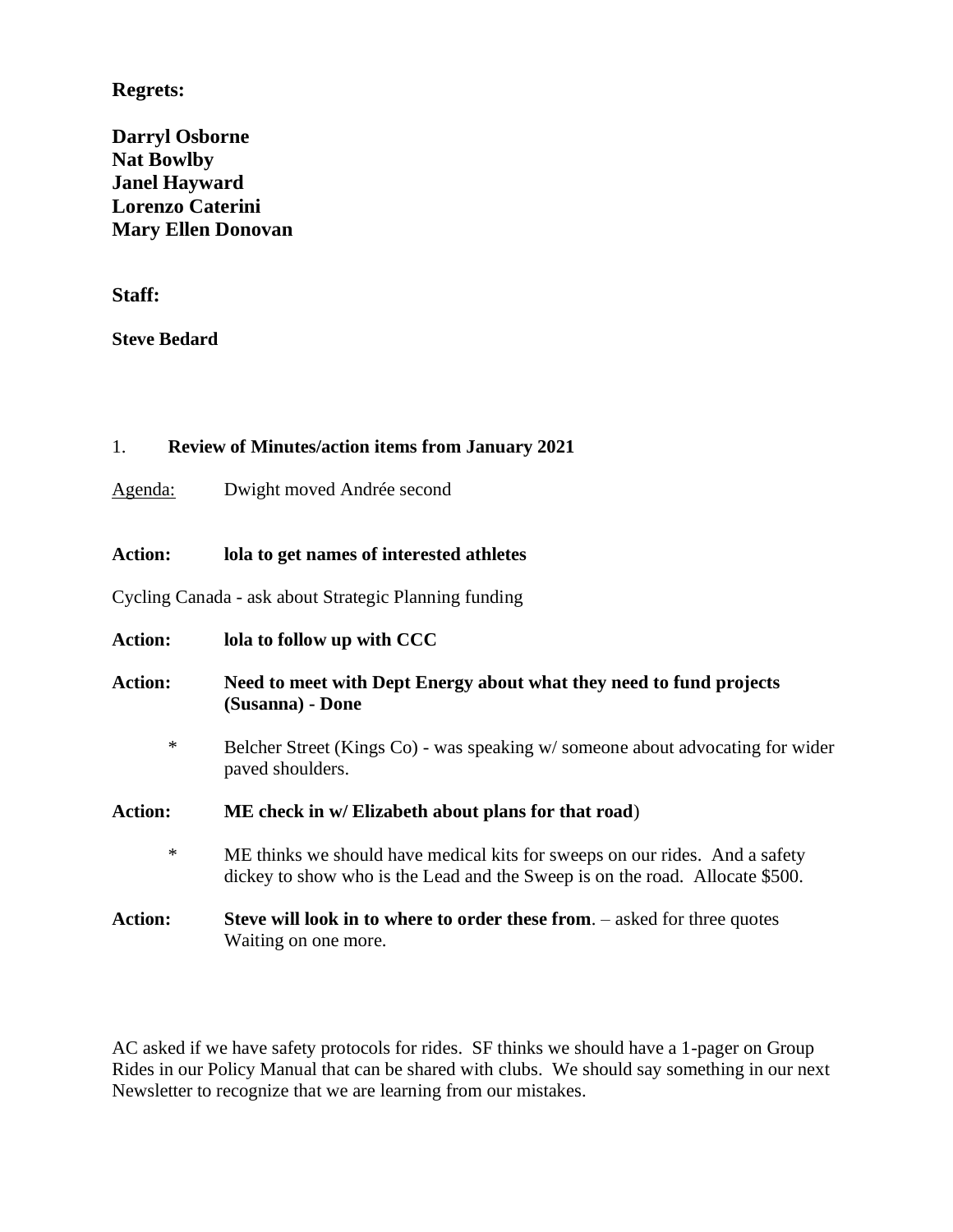**Regrets:**

**Darryl Osborne**
**Nat Bowlby**
**Janel Hayward**
**Lorenzo Caterini**
**Mary Ellen Donovan**

**Staff:**

**Steve Bedard**

1. **Review of Minutes/action items from January 2021**

Agenda: Dwight moved Andrée second

**Action: lola to get names of interested athletes**

Cycling Canada - ask about Strategic Planning funding

**Action: lola to follow up with CCC**

**Action: Need to meet with Dept Energy about what they need to fund projects (Susanna) - Done**

* Belcher Street (Kings Co) - was speaking w/ someone about advocating for wider paved shoulders.

**Action: ME check in w/ Elizabeth about plans for that road**)

* ME thinks we should have medical kits for sweeps on our rides. And a safety dickey to show who is the Lead and the Sweep is on the road. Allocate $500.

**Action: Steve will look in to where to order these from**. – asked for three quotes Waiting on one more.

AC asked if we have safety protocols for rides. SF thinks we should have a 1-pager on Group Rides in our Policy Manual that can be shared with clubs. We should say something in our next Newsletter to recognize that we are learning from our mistakes.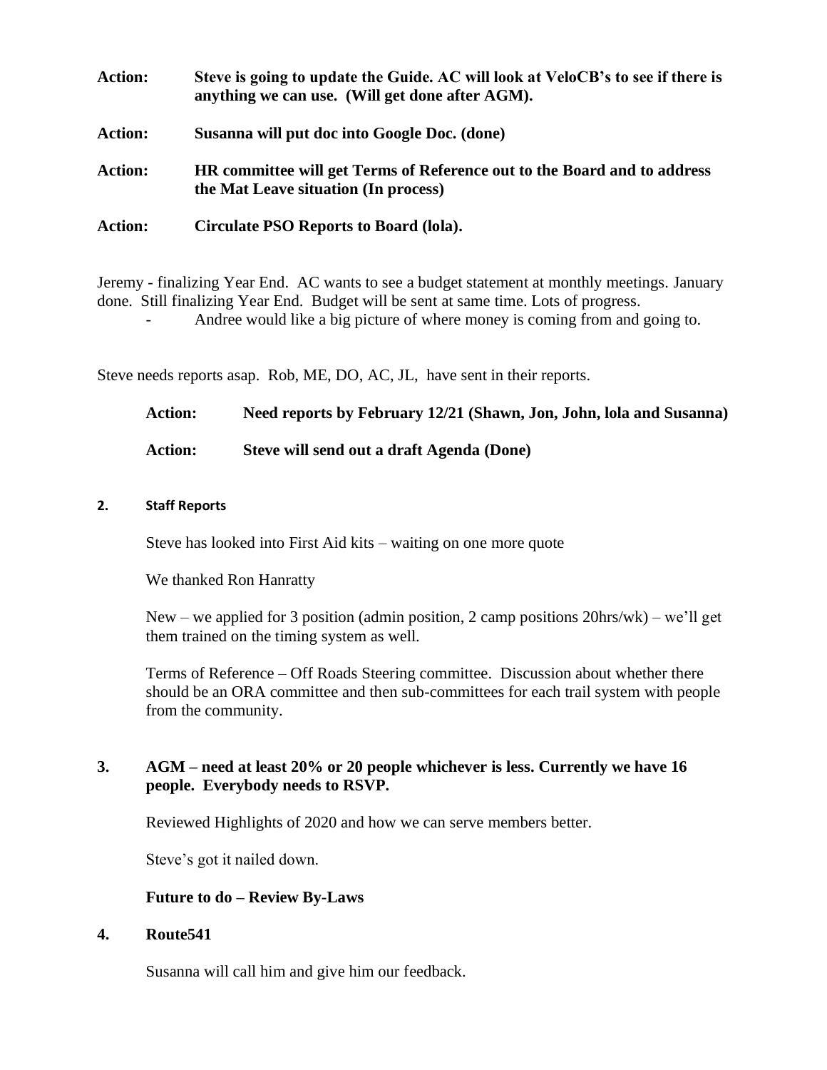**Action:** **Steve is going to update the Guide. AC will look at VeloCB's to see if there is anything we can use. (Will get done after AGM).**

**Action:** **Susanna will put doc into Google Doc. (done)**

**Action:** **HR committee will get Terms of Reference out to the Board and to address the Mat Leave situation (In process)**

**Action:** **Circulate PSO Reports to Board (lola).**

Jeremy - finalizing Year End. AC wants to see a budget statement at monthly meetings. January done. Still finalizing Year End. Budget will be sent at same time. Lots of progress.

- Andree would like a big picture of where money is coming from and going to.

Steve needs reports asap. Rob, ME, DO, AC, JL, have sent in their reports.

**Action:** **Need reports by February 12/21 (Shawn, Jon, John, lola and Susanna)**

**Action:** **Steve will send out a draft Agenda (Done)**

## 2. Staff Reports

Steve has looked into First Aid kits – waiting on one more quote

We thanked Ron Hanratty

New – we applied for 3 position (admin position, 2 camp positions 20hrs/wk) – we'll get them trained on the timing system as well.

Terms of Reference – Off Roads Steering committee. Discussion about whether there should be an ORA committee and then sub-committees for each trail system with people from the community.

## 3. AGM – need at least 20% or 20 people whichever is less. Currently we have 16 people. Everybody needs to RSVP.

Reviewed Highlights of 2020 and how we can serve members better.

Steve's got it nailed down.

**Future to do – Review By-Laws**

## 4. Route541

Susanna will call him and give him our feedback.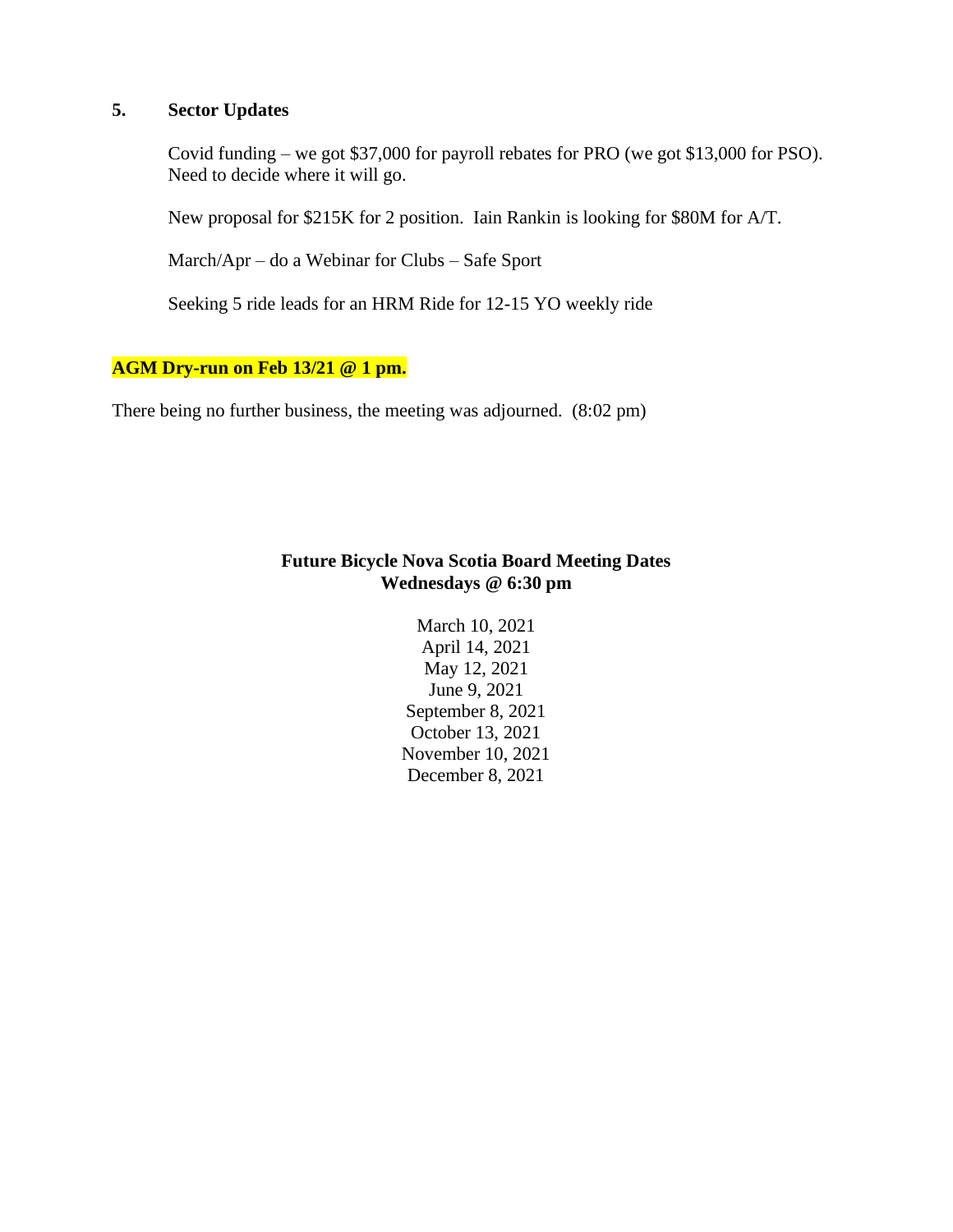## 5. Sector Updates

Covid funding – we got $37,000 for payroll rebates for PRO (we got $13,000 for PSO). Need to decide where it will go.

New proposal for $215K for 2 position. Iain Rankin is looking for $80M for A/T.

March/Apr – do a Webinar for Clubs – Safe Sport

Seeking 5 ride leads for an HRM Ride for 12-15 YO weekly ride

**AGM Dry-run on Feb 13/21 @ 1 pm.**

There being no further business, the meeting was adjourned. (8:02 pm)

**Future Bicycle Nova Scotia Board Meeting Dates**
**Wednesdays @ 6:30 pm**

March 10, 2021
April 14, 2021
May 12, 2021
June 9, 2021
September 8, 2021
October 13, 2021
November 10, 2021
December 8, 2021